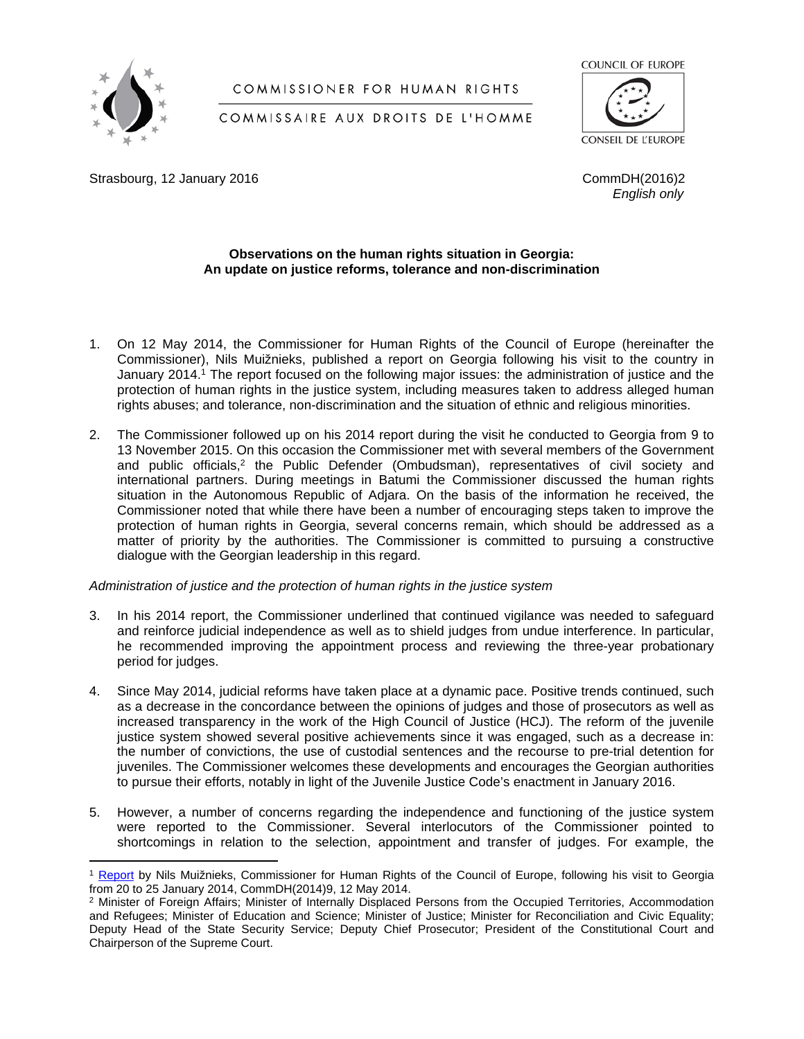COMMISSIONER FOR HUMAN RIGHTS

COMMISSAIRE AUX DROITS DE L'HOMME

COUNCIL OF EUROPE

CONSEIL DE L'EUROPE

Strasbourg, 12 January 2016

CommDH(2016)2
*English only*

**Observations on the human rights situation in Georgia: An update on justice reforms, tolerance and non-discrimination**

1. On 12 May 2014, the Commissioner for Human Rights of the Council of Europe (hereinafter the Commissioner), Nils Muižnieks, published a report on Georgia following his visit to the country in January 2014.[1] The report focused on the following major issues: the administration of justice and the protection of human rights in the justice system, including measures taken to address alleged human rights abuses; and tolerance, non-discrimination and the situation of ethnic and religious minorities.

2. The Commissioner followed up on his 2014 report during the visit he conducted to Georgia from 9 to 13 November 2015. On this occasion the Commissioner met with several members of the Government and public officials,[2] the Public Defender (Ombudsman), representatives of civil society and international partners. During meetings in Batumi the Commissioner discussed the human rights situation in the Autonomous Republic of Adjara. On the basis of the information he received, the Commissioner noted that while there have been a number of encouraging steps taken to improve the protection of human rights in Georgia, several concerns remain, which should be addressed as a matter of priority by the authorities. The Commissioner is committed to pursuing a constructive dialogue with the Georgian leadership in this regard.

*Administration of justice and the protection of human rights in the justice system*

3. In his 2014 report, the Commissioner underlined that continued vigilance was needed to safeguard and reinforce judicial independence as well as to shield judges from undue interference. In particular, he recommended improving the appointment process and reviewing the three-year probationary period for judges.

4. Since May 2014, judicial reforms have taken place at a dynamic pace. Positive trends continued, such as a decrease in the concordance between the opinions of judges and those of prosecutors as well as increased transparency in the work of the High Council of Justice (HCJ). The reform of the juvenile justice system showed several positive achievements since it was engaged, such as a decrease in: the number of convictions, the use of custodial sentences and the recourse to pre-trial detention for juveniles. The Commissioner welcomes these developments and encourages the Georgian authorities to pursue their efforts, notably in light of the Juvenile Justice Code's enactment in January 2016.

5. However, a number of concerns regarding the independence and functioning of the justice system were reported to the Commissioner. Several interlocutors of the Commissioner pointed to shortcomings in relation to the selection, appointment and transfer of judges. For example, the

[1] Report by Nils Muižnieks, Commissioner for Human Rights of the Council of Europe, following his visit to Georgia from 20 to 25 January 2014, CommDH(2014)9, 12 May 2014.

[2] Minister of Foreign Affairs; Minister of Internally Displaced Persons from the Occupied Territories, Accommodation and Refugees; Minister of Education and Science; Minister of Justice; Minister for Reconciliation and Civic Equality; Deputy Head of the State Security Service; Deputy Chief Prosecutor; President of the Constitutional Court and Chairperson of the Supreme Court.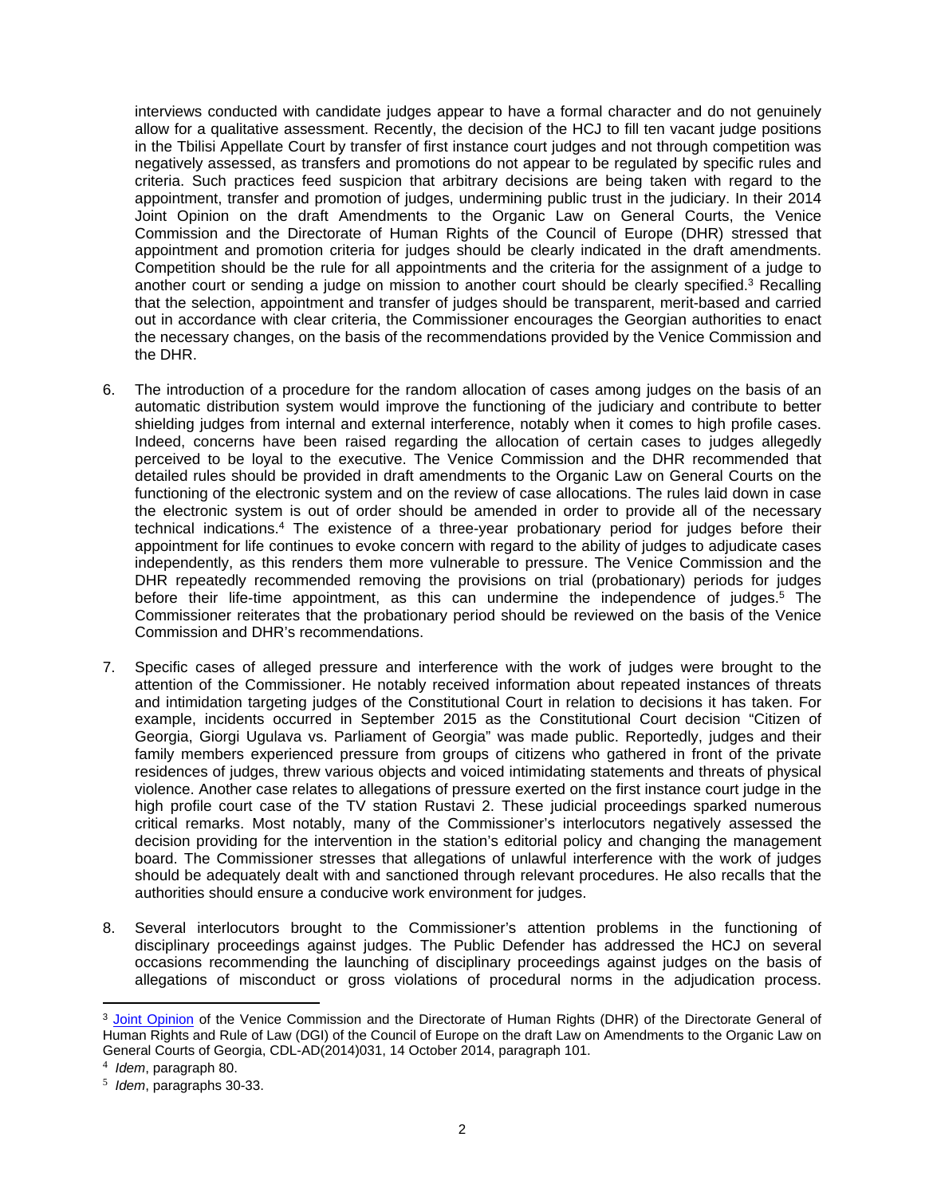interviews conducted with candidate judges appear to have a formal character and do not genuinely allow for a qualitative assessment. Recently, the decision of the HCJ to fill ten vacant judge positions in the Tbilisi Appellate Court by transfer of first instance court judges and not through competition was negatively assessed, as transfers and promotions do not appear to be regulated by specific rules and criteria. Such practices feed suspicion that arbitrary decisions are being taken with regard to the appointment, transfer and promotion of judges, undermining public trust in the judiciary. In their 2014 Joint Opinion on the draft Amendments to the Organic Law on General Courts, the Venice Commission and the Directorate of Human Rights of the Council of Europe (DHR) stressed that appointment and promotion criteria for judges should be clearly indicated in the draft amendments. Competition should be the rule for all appointments and the criteria for the assignment of a judge to another court or sending a judge on mission to another court should be clearly specified.[3] Recalling that the selection, appointment and transfer of judges should be transparent, merit-based and carried out in accordance with clear criteria, the Commissioner encourages the Georgian authorities to enact the necessary changes, on the basis of the recommendations provided by the Venice Commission and the DHR.

6. The introduction of a procedure for the random allocation of cases among judges on the basis of an automatic distribution system would improve the functioning of the judiciary and contribute to better shielding judges from internal and external interference, notably when it comes to high profile cases. Indeed, concerns have been raised regarding the allocation of certain cases to judges allegedly perceived to be loyal to the executive. The Venice Commission and the DHR recommended that detailed rules should be provided in draft amendments to the Organic Law on General Courts on the functioning of the electronic system and on the review of case allocations. The rules laid down in case the electronic system is out of order should be amended in order to provide all of the necessary technical indications.[4] The existence of a three-year probationary period for judges before their appointment for life continues to evoke concern with regard to the ability of judges to adjudicate cases independently, as this renders them more vulnerable to pressure. The Venice Commission and the DHR repeatedly recommended removing the provisions on trial (probationary) periods for judges before their life-time appointment, as this can undermine the independence of judges.[5] The Commissioner reiterates that the probationary period should be reviewed on the basis of the Venice Commission and DHR's recommendations.

7. Specific cases of alleged pressure and interference with the work of judges were brought to the attention of the Commissioner. He notably received information about repeated instances of threats and intimidation targeting judges of the Constitutional Court in relation to decisions it has taken. For example, incidents occurred in September 2015 as the Constitutional Court decision "Citizen of Georgia, Giorgi Ugulava vs. Parliament of Georgia" was made public. Reportedly, judges and their family members experienced pressure from groups of citizens who gathered in front of the private residences of judges, threw various objects and voiced intimidating statements and threats of physical violence. Another case relates to allegations of pressure exerted on the first instance court judge in the high profile court case of the TV station Rustavi 2. These judicial proceedings sparked numerous critical remarks. Most notably, many of the Commissioner's interlocutors negatively assessed the decision providing for the intervention in the station's editorial policy and changing the management board. The Commissioner stresses that allegations of unlawful interference with the work of judges should be adequately dealt with and sanctioned through relevant procedures. He also recalls that the authorities should ensure a conducive work environment for judges.

8. Several interlocutors brought to the Commissioner's attention problems in the functioning of disciplinary proceedings against judges. The Public Defender has addressed the HCJ on several occasions recommending the launching of disciplinary proceedings against judges on the basis of allegations of misconduct or gross violations of procedural norms in the adjudication process.

---

[3] Joint Opinion of the Venice Commission and the Directorate of Human Rights (DHR) of the Directorate General of Human Rights and Rule of Law (DGI) of the Council of Europe on the draft Law on Amendments to the Organic Law on General Courts of Georgia, CDL-AD(2014)031, 14 October 2014, paragraph 101.

[4] *Idem*, paragraph 80.

[5] *Idem*, paragraphs 30-33.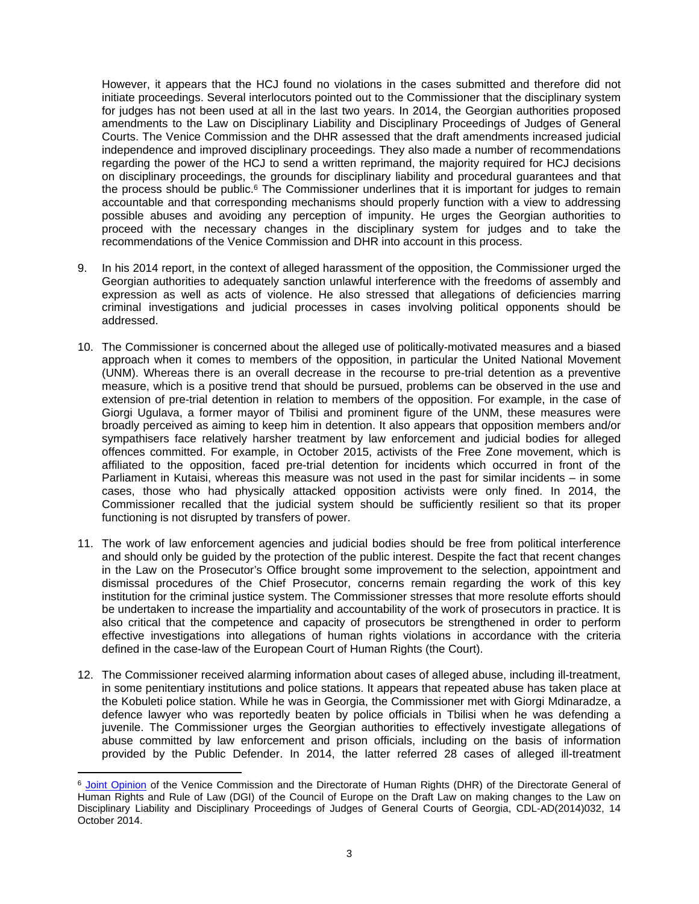However, it appears that the HCJ found no violations in the cases submitted and therefore did not initiate proceedings. Several interlocutors pointed out to the Commissioner that the disciplinary system for judges has not been used at all in the last two years. In 2014, the Georgian authorities proposed amendments to the Law on Disciplinary Liability and Disciplinary Proceedings of Judges of General Courts. The Venice Commission and the DHR assessed that the draft amendments increased judicial independence and improved disciplinary proceedings. They also made a number of recommendations regarding the power of the HCJ to send a written reprimand, the majority required for HCJ decisions on disciplinary proceedings, the grounds for disciplinary liability and procedural guarantees and that the process should be public.[6] The Commissioner underlines that it is important for judges to remain accountable and that corresponding mechanisms should properly function with a view to addressing possible abuses and avoiding any perception of impunity. He urges the Georgian authorities to proceed with the necessary changes in the disciplinary system for judges and to take the recommendations of the Venice Commission and DHR into account in this process.

9. In his 2014 report, in the context of alleged harassment of the opposition, the Commissioner urged the Georgian authorities to adequately sanction unlawful interference with the freedoms of assembly and expression as well as acts of violence. He also stressed that allegations of deficiencies marring criminal investigations and judicial processes in cases involving political opponents should be addressed.

10. The Commissioner is concerned about the alleged use of politically-motivated measures and a biased approach when it comes to members of the opposition, in particular the United National Movement (UNM). Whereas there is an overall decrease in the recourse to pre-trial detention as a preventive measure, which is a positive trend that should be pursued, problems can be observed in the use and extension of pre-trial detention in relation to members of the opposition. For example, in the case of Giorgi Ugulava, a former mayor of Tbilisi and prominent figure of the UNM, these measures were broadly perceived as aiming to keep him in detention. It also appears that opposition members and/or sympathisers face relatively harsher treatment by law enforcement and judicial bodies for alleged offences committed. For example, in October 2015, activists of the Free Zone movement, which is affiliated to the opposition, faced pre-trial detention for incidents which occurred in front of the Parliament in Kutaisi, whereas this measure was not used in the past for similar incidents – in some cases, those who had physically attacked opposition activists were only fined. In 2014, the Commissioner recalled that the judicial system should be sufficiently resilient so that its proper functioning is not disrupted by transfers of power.

11. The work of law enforcement agencies and judicial bodies should be free from political interference and should only be guided by the protection of the public interest. Despite the fact that recent changes in the Law on the Prosecutor's Office brought some improvement to the selection, appointment and dismissal procedures of the Chief Prosecutor, concerns remain regarding the work of this key institution for the criminal justice system. The Commissioner stresses that more resolute efforts should be undertaken to increase the impartiality and accountability of the work of prosecutors in practice. It is also critical that the competence and capacity of prosecutors be strengthened in order to perform effective investigations into allegations of human rights violations in accordance with the criteria defined in the case-law of the European Court of Human Rights (the Court).

12. The Commissioner received alarming information about cases of alleged abuse, including ill-treatment, in some penitentiary institutions and police stations. It appears that repeated abuse has taken place at the Kobuleti police station. While he was in Georgia, the Commissioner met with Giorgi Mdinaradze, a defence lawyer who was reportedly beaten by police officials in Tbilisi when he was defending a juvenile. The Commissioner urges the Georgian authorities to effectively investigate allegations of abuse committed by law enforcement and prison officials, including on the basis of information provided by the Public Defender. In 2014, the latter referred 28 cases of alleged ill-treatment

---

[6] Joint Opinion of the Venice Commission and the Directorate of Human Rights (DHR) of the Directorate General of Human Rights and Rule of Law (DGI) of the Council of Europe on the Draft Law on making changes to the Law on Disciplinary Liability and Disciplinary Proceedings of Judges of General Courts of Georgia, CDL-AD(2014)032, 14 October 2014.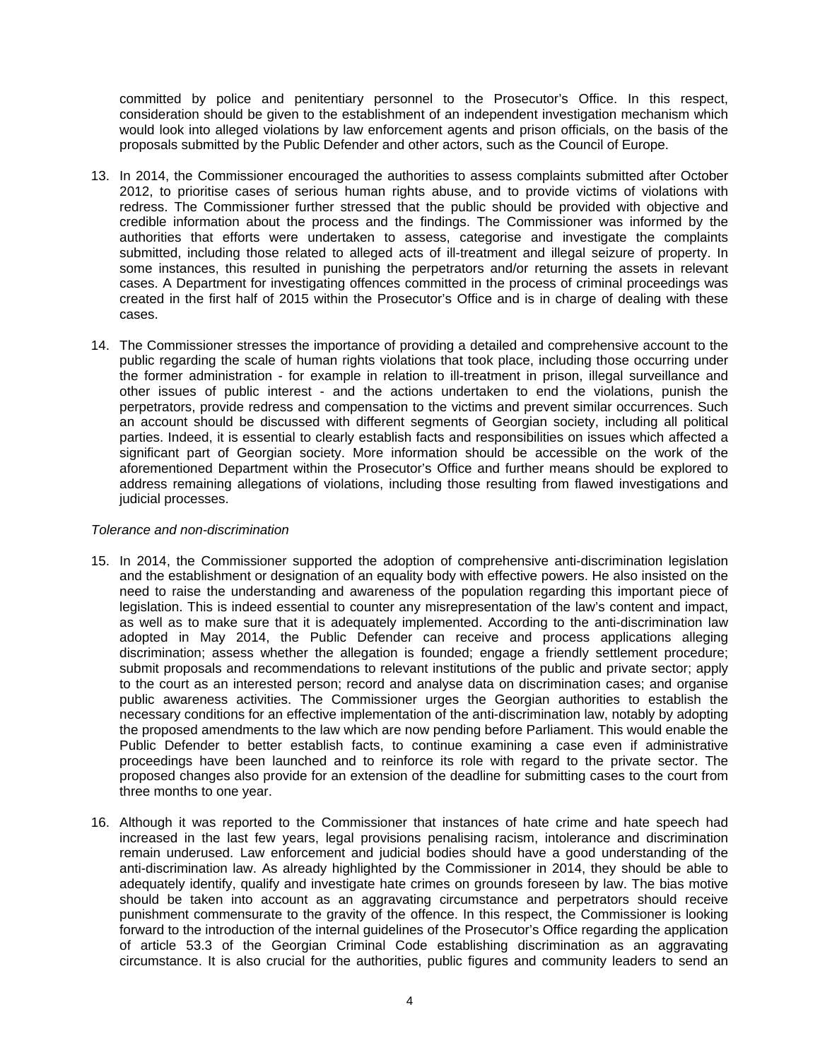committed by police and penitentiary personnel to the Prosecutor's Office. In this respect, consideration should be given to the establishment of an independent investigation mechanism which would look into alleged violations by law enforcement agents and prison officials, on the basis of the proposals submitted by the Public Defender and other actors, such as the Council of Europe.

13. In 2014, the Commissioner encouraged the authorities to assess complaints submitted after October 2012, to prioritise cases of serious human rights abuse, and to provide victims of violations with redress. The Commissioner further stressed that the public should be provided with objective and credible information about the process and the findings. The Commissioner was informed by the authorities that efforts were undertaken to assess, categorise and investigate the complaints submitted, including those related to alleged acts of ill-treatment and illegal seizure of property. In some instances, this resulted in punishing the perpetrators and/or returning the assets in relevant cases. A Department for investigating offences committed in the process of criminal proceedings was created in the first half of 2015 within the Prosecutor's Office and is in charge of dealing with these cases.

14. The Commissioner stresses the importance of providing a detailed and comprehensive account to the public regarding the scale of human rights violations that took place, including those occurring under the former administration - for example in relation to ill-treatment in prison, illegal surveillance and other issues of public interest - and the actions undertaken to end the violations, punish the perpetrators, provide redress and compensation to the victims and prevent similar occurrences. Such an account should be discussed with different segments of Georgian society, including all political parties. Indeed, it is essential to clearly establish facts and responsibilities on issues which affected a significant part of Georgian society. More information should be accessible on the work of the aforementioned Department within the Prosecutor's Office and further means should be explored to address remaining allegations of violations, including those resulting from flawed investigations and judicial processes.

*Tolerance and non-discrimination*

15. In 2014, the Commissioner supported the adoption of comprehensive anti-discrimination legislation and the establishment or designation of an equality body with effective powers. He also insisted on the need to raise the understanding and awareness of the population regarding this important piece of legislation. This is indeed essential to counter any misrepresentation of the law's content and impact, as well as to make sure that it is adequately implemented. According to the anti-discrimination law adopted in May 2014, the Public Defender can receive and process applications alleging discrimination; assess whether the allegation is founded; engage a friendly settlement procedure; submit proposals and recommendations to relevant institutions of the public and private sector; apply to the court as an interested person; record and analyse data on discrimination cases; and organise public awareness activities. The Commissioner urges the Georgian authorities to establish the necessary conditions for an effective implementation of the anti-discrimination law, notably by adopting the proposed amendments to the law which are now pending before Parliament. This would enable the Public Defender to better establish facts, to continue examining a case even if administrative proceedings have been launched and to reinforce its role with regard to the private sector. The proposed changes also provide for an extension of the deadline for submitting cases to the court from three months to one year.

16. Although it was reported to the Commissioner that instances of hate crime and hate speech had increased in the last few years, legal provisions penalising racism, intolerance and discrimination remain underused. Law enforcement and judicial bodies should have a good understanding of the anti-discrimination law. As already highlighted by the Commissioner in 2014, they should be able to adequately identify, qualify and investigate hate crimes on grounds foreseen by law. The bias motive should be taken into account as an aggravating circumstance and perpetrators should receive punishment commensurate to the gravity of the offence. In this respect, the Commissioner is looking forward to the introduction of the internal guidelines of the Prosecutor's Office regarding the application of article 53.3 of the Georgian Criminal Code establishing discrimination as an aggravating circumstance. It is also crucial for the authorities, public figures and community leaders to send an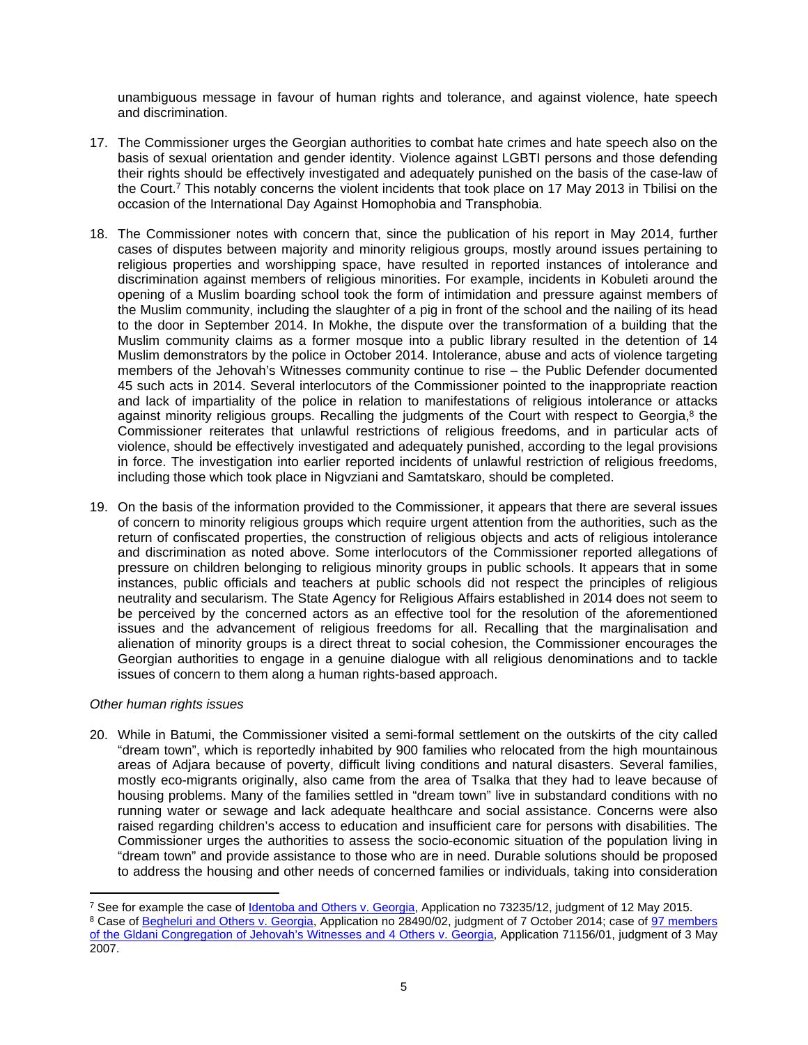unambiguous message in favour of human rights and tolerance, and against violence, hate speech and discrimination.

17. The Commissioner urges the Georgian authorities to combat hate crimes and hate speech also on the basis of sexual orientation and gender identity. Violence against LGBTI persons and those defending their rights should be effectively investigated and adequately punished on the basis of the case-law of the Court.[7] This notably concerns the violent incidents that took place on 17 May 2013 in Tbilisi on the occasion of the International Day Against Homophobia and Transphobia.

18. The Commissioner notes with concern that, since the publication of his report in May 2014, further cases of disputes between majority and minority religious groups, mostly around issues pertaining to religious properties and worshipping space, have resulted in reported instances of intolerance and discrimination against members of religious minorities. For example, incidents in Kobuleti around the opening of a Muslim boarding school took the form of intimidation and pressure against members of the Muslim community, including the slaughter of a pig in front of the school and the nailing of its head to the door in September 2014. In Mokhe, the dispute over the transformation of a building that the Muslim community claims as a former mosque into a public library resulted in the detention of 14 Muslim demonstrators by the police in October 2014. Intolerance, abuse and acts of violence targeting members of the Jehovah's Witnesses community continue to rise – the Public Defender documented 45 such acts in 2014. Several interlocutors of the Commissioner pointed to the inappropriate reaction and lack of impartiality of the police in relation to manifestations of religious intolerance or attacks against minority religious groups. Recalling the judgments of the Court with respect to Georgia,[8] the Commissioner reiterates that unlawful restrictions of religious freedoms, and in particular acts of violence, should be effectively investigated and adequately punished, according to the legal provisions in force. The investigation into earlier reported incidents of unlawful restriction of religious freedoms, including those which took place in Nigvziani and Samtatskaro, should be completed.

19. On the basis of the information provided to the Commissioner, it appears that there are several issues of concern to minority religious groups which require urgent attention from the authorities, such as the return of confiscated properties, the construction of religious objects and acts of religious intolerance and discrimination as noted above. Some interlocutors of the Commissioner reported allegations of pressure on children belonging to religious minority groups in public schools. It appears that in some instances, public officials and teachers at public schools did not respect the principles of religious neutrality and secularism. The State Agency for Religious Affairs established in 2014 does not seem to be perceived by the concerned actors as an effective tool for the resolution of the aforementioned issues and the advancement of religious freedoms for all. Recalling that the marginalisation and alienation of minority groups is a direct threat to social cohesion, the Commissioner encourages the Georgian authorities to engage in a genuine dialogue with all religious denominations and to tackle issues of concern to them along a human rights-based approach.

*Other human rights issues*

20. While in Batumi, the Commissioner visited a semi-formal settlement on the outskirts of the city called "dream town", which is reportedly inhabited by 900 families who relocated from the high mountainous areas of Adjara because of poverty, difficult living conditions and natural disasters. Several families, mostly eco-migrants originally, also came from the area of Tsalka that they had to leave because of housing problems. Many of the families settled in "dream town" live in substandard conditions with no running water or sewage and lack adequate healthcare and social assistance. Concerns were also raised regarding children's access to education and insufficient care for persons with disabilities. The Commissioner urges the authorities to assess the socio-economic situation of the population living in "dream town" and provide assistance to those who are in need. Durable solutions should be proposed to address the housing and other needs of concerned families or individuals, taking into consideration

---

[7] See for example the case of Identoba and Others v. Georgia, Application no 73235/12, judgment of 12 May 2015.

[8] Case of Begheluri and Others v. Georgia, Application no 28490/02, judgment of 7 October 2014; case of 97 members of the Gldani Congregation of Jehovah's Witnesses and 4 Others v. Georgia, Application 71156/01, judgment of 3 May 2007.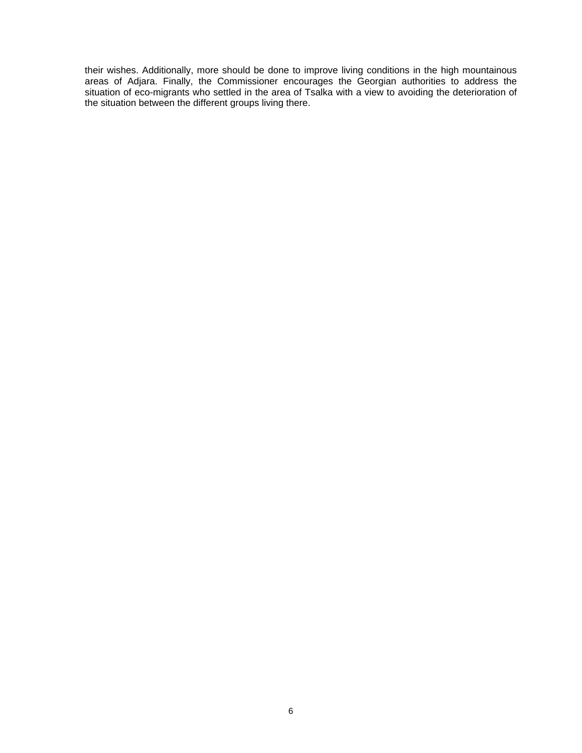their wishes. Additionally, more should be done to improve living conditions in the high mountainous areas of Adjara. Finally, the Commissioner encourages the Georgian authorities to address the situation of eco-migrants who settled in the area of Tsalka with a view to avoiding the deterioration of the situation between the different groups living there.